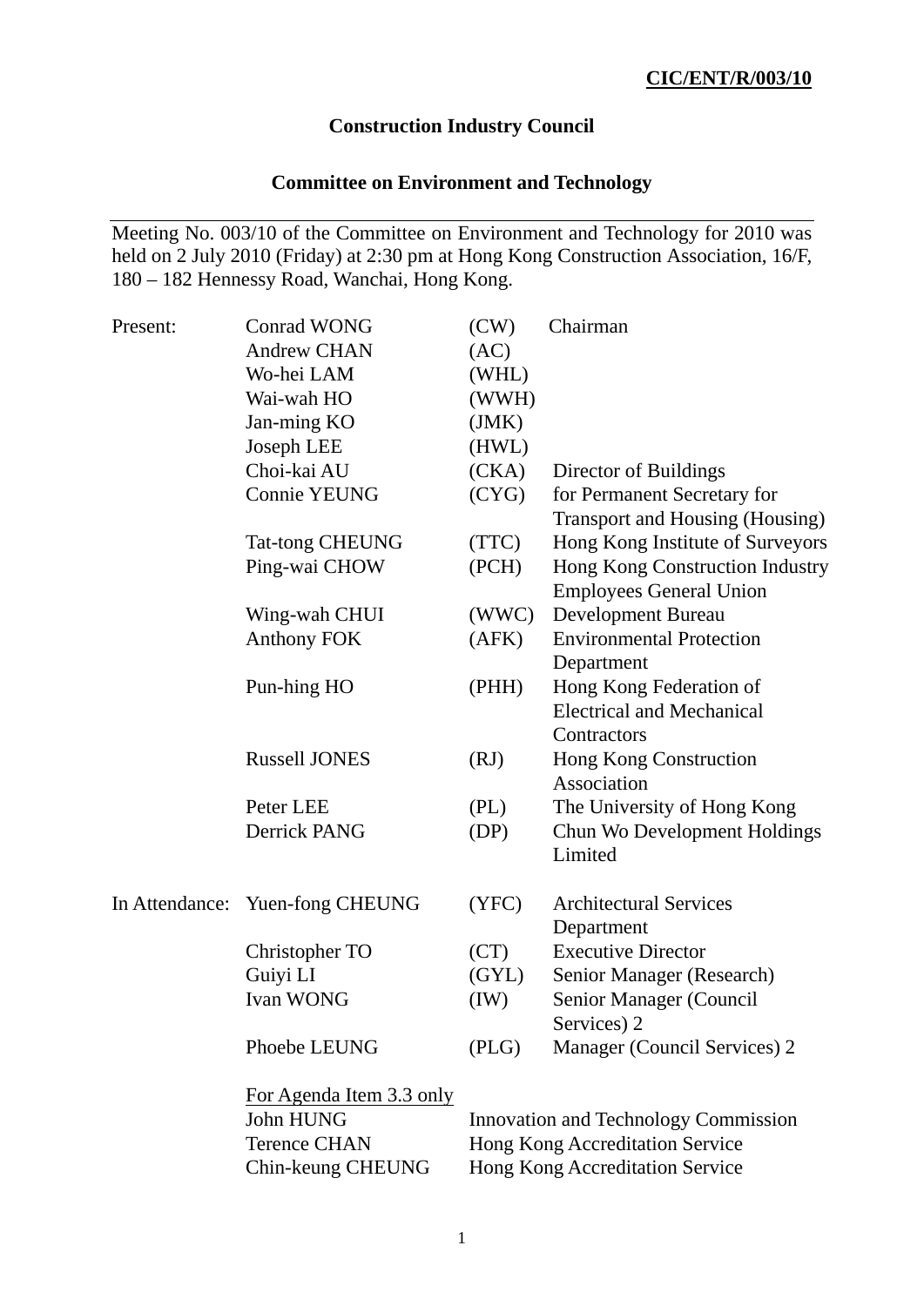**CIC/ENT/R/003/10**

# Construction Industry Council

## Committee on Environment and Technology

Meeting No. 003/10 of the Committee on Environment and Technology for 2010 was held on 2 July 2010 (Friday) at 2:30 pm at Hong Kong Construction Association, 16/F, 180 – 182 Hennessy Road, Wanchai, Hong Kong.

| | | | |
|---|---|---|---|
| Present: | Conrad WONG | (CW) | Chairman |
| | Andrew CHAN | (AC) | |
| | Wo-hei LAM | (WHL) | |
| | Wai-wah HO | (WWH) | |
| | Jan-ming KO | (JMK) | |
| | Joseph LEE | (HWL) | |
| | Choi-kai AU | (CKA) | Director of Buildings |
| | Connie YEUNG | (CYG) | for Permanent Secretary for Transport and Housing (Housing) |
| | Tat-tong CHEUNG | (TTC) | Hong Kong Institute of Surveyors |
| | Ping-wai CHOW | (PCH) | Hong Kong Construction Industry Employees General Union |
| | Wing-wah CHUI | (WWC) | Development Bureau |
| | Anthony FOK | (AFK) | Environmental Protection Department |
| | Pun-hing HO | (PHH) | Hong Kong Federation of Electrical and Mechanical Contractors |
| | Russell JONES | (RJ) | Hong Kong Construction Association |
| | Peter LEE | (PL) | The University of Hong Kong |
| | Derrick PANG | (DP) | Chun Wo Development Holdings Limited |
| In Attendance: | Yuen-fong CHEUNG | (YFC) | Architectural Services Department |
| | Christopher TO | (CT) | Executive Director |
| | Guiyi LI | (GYL) | Senior Manager (Research) |
| | Ivan WONG | (IW) | Senior Manager (Council Services) 2 |
| | Phoebe LEUNG | (PLG) | Manager (Council Services) 2 |

<u>For Agenda Item 3.3 only</u>

| | |
|---|---|
| John HUNG | Innovation and Technology Commission |
| Terence CHAN | Hong Kong Accreditation Service |
| Chin-keung CHEUNG | Hong Kong Accreditation Service |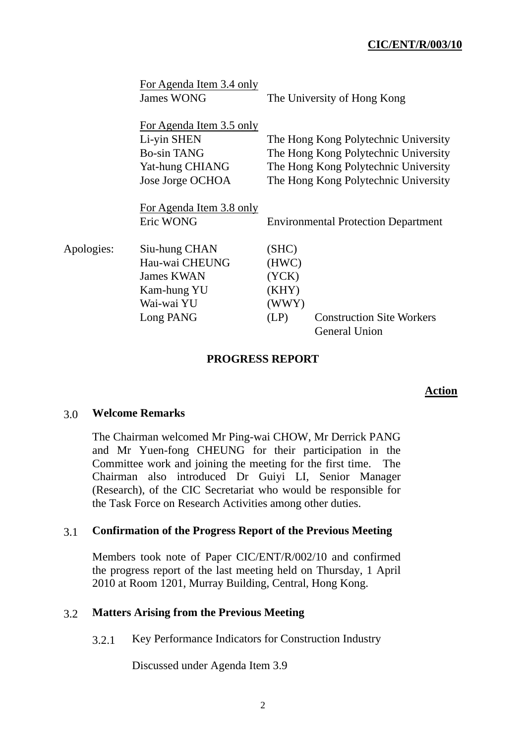| | | |
|---|---|---|
| | For Agenda Item 3.4 only | |
| | James WONG | The University of Hong Kong |
| | For Agenda Item 3.5 only | |
| | Li-yin SHEN | The Hong Kong Polytechnic University |
| | Bo-sin TANG | The Hong Kong Polytechnic University |
| | Yat-hung CHIANG | The Hong Kong Polytechnic University |
| | Jose Jorge OCHOA | The Hong Kong Polytechnic University |
| | For Agenda Item 3.8 only | |
| | Eric WONG | Environmental Protection Department |
| Apologies: | Siu-hung CHAN | (SHC) |
| | Hau-wai CHEUNG | (HWC) |
| | James KWAN | (YCK) |
| | Kam-hung YU | (KHY) |
| | Wai-wai YU | (WWY) |
| | Long PANG | (LP) Construction Site Workers General Union |

## PROGRESS REPORT

**Action**

### 3.0 Welcome Remarks

The Chairman welcomed Mr Ping-wai CHOW, Mr Derrick PANG and Mr Yuen-fong CHEUNG for their participation in the Committee work and joining the meeting for the first time. The Chairman also introduced Dr Guiyi LI, Senior Manager (Research), of the CIC Secretariat who would be responsible for the Task Force on Research Activities among other duties.

### 3.1 Confirmation of the Progress Report of the Previous Meeting

Members took note of Paper CIC/ENT/R/002/10 and confirmed the progress report of the last meeting held on Thursday, 1 April 2010 at Room 1201, Murray Building, Central, Hong Kong.

### 3.2 Matters Arising from the Previous Meeting

3.2.1 Key Performance Indicators for Construction Industry

Discussed under Agenda Item 3.9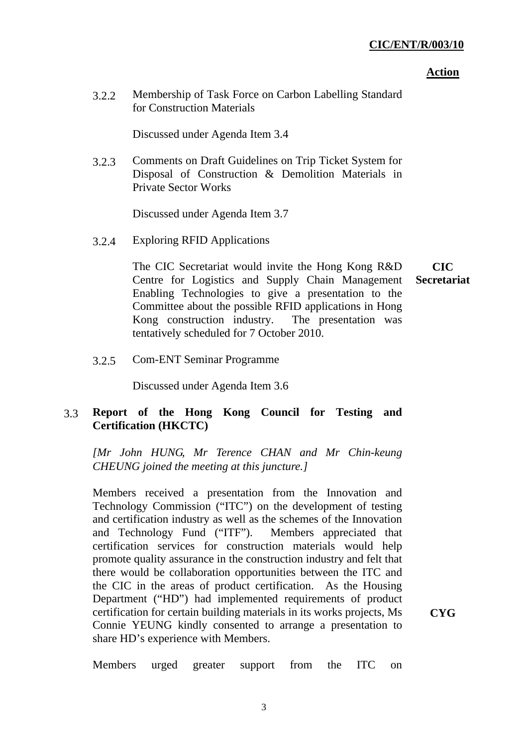**Action**

3.2.2 Membership of Task Force on Carbon Labelling Standard for Construction Materials

Discussed under Agenda Item 3.4

3.2.3 Comments on Draft Guidelines on Trip Ticket System for Disposal of Construction & Demolition Materials in Private Sector Works

Discussed under Agenda Item 3.7

3.2.4 Exploring RFID Applications

The CIC Secretariat would invite the Hong Kong R&D Centre for Logistics and Supply Chain Management Enabling Technologies to give a presentation to the Committee about the possible RFID applications in Hong Kong construction industry. The presentation was tentatively scheduled for 7 October 2010. **CIC Secretariat**

3.2.5 Com-ENT Seminar Programme

Discussed under Agenda Item 3.6

3.3 **Report of the Hong Kong Council for Testing and Certification (HKCTC)**

*[Mr John HUNG, Mr Terence CHAN and Mr Chin-keung CHEUNG joined the meeting at this juncture.]*

Members received a presentation from the Innovation and Technology Commission ("ITC") on the development of testing and certification industry as well as the schemes of the Innovation and Technology Fund ("ITF"). Members appreciated that certification services for construction materials would help promote quality assurance in the construction industry and felt that there would be collaboration opportunities between the ITC and the CIC in the areas of product certification. As the Housing Department ("HD") had implemented requirements of product certification for certain building materials in its works projects, Ms Connie YEUNG kindly consented to arrange a presentation to share HD's experience with Members. **CYG**

Members urged greater support from the ITC on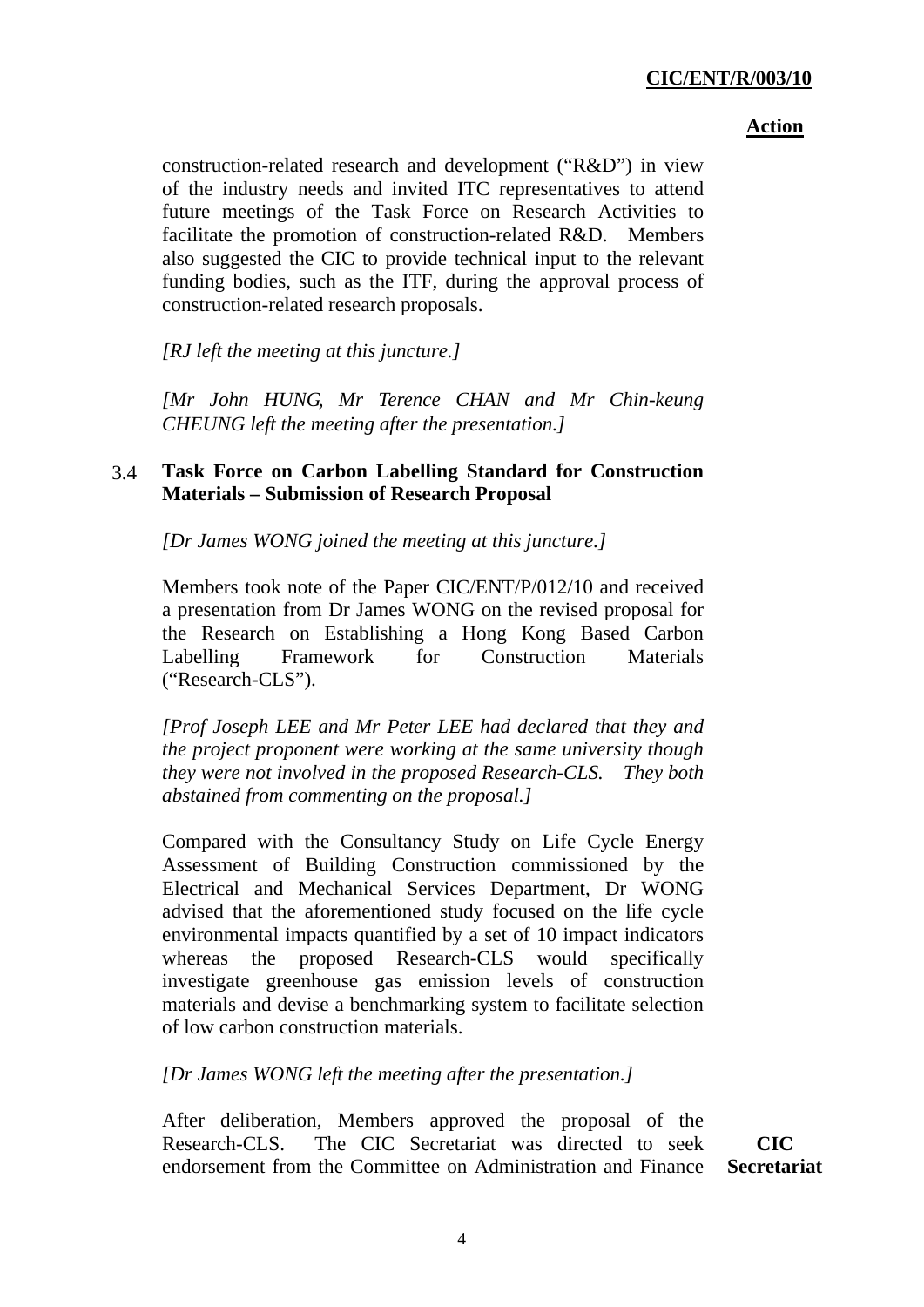**Action**

construction-related research and development ("R&D") in view of the industry needs and invited ITC representatives to attend future meetings of the Task Force on Research Activities to facilitate the promotion of construction-related R&D. Members also suggested the CIC to provide technical input to the relevant funding bodies, such as the ITF, during the approval process of construction-related research proposals.

*[RJ left the meeting at this juncture.]*

*[Mr John HUNG, Mr Terence CHAN and Mr Chin-keung CHEUNG left the meeting after the presentation.]*

### 3.4 Task Force on Carbon Labelling Standard for Construction Materials – Submission of Research Proposal

*[Dr James WONG joined the meeting at this juncture.]*

Members took note of the Paper CIC/ENT/P/012/10 and received a presentation from Dr James WONG on the revised proposal for the Research on Establishing a Hong Kong Based Carbon Labelling Framework for Construction Materials ("Research-CLS").

*[Prof Joseph LEE and Mr Peter LEE had declared that they and the project proponent were working at the same university though they were not involved in the proposed Research-CLS. They both abstained from commenting on the proposal.]*

Compared with the Consultancy Study on Life Cycle Energy Assessment of Building Construction commissioned by the Electrical and Mechanical Services Department, Dr WONG advised that the aforementioned study focused on the life cycle environmental impacts quantified by a set of 10 impact indicators whereas the proposed Research-CLS would specifically investigate greenhouse gas emission levels of construction materials and devise a benchmarking system to facilitate selection of low carbon construction materials.

*[Dr James WONG left the meeting after the presentation.]*

After deliberation, Members approved the proposal of the Research-CLS. The CIC Secretariat was directed to seek endorsement from the Committee on Administration and Finance

**CIC Secretariat**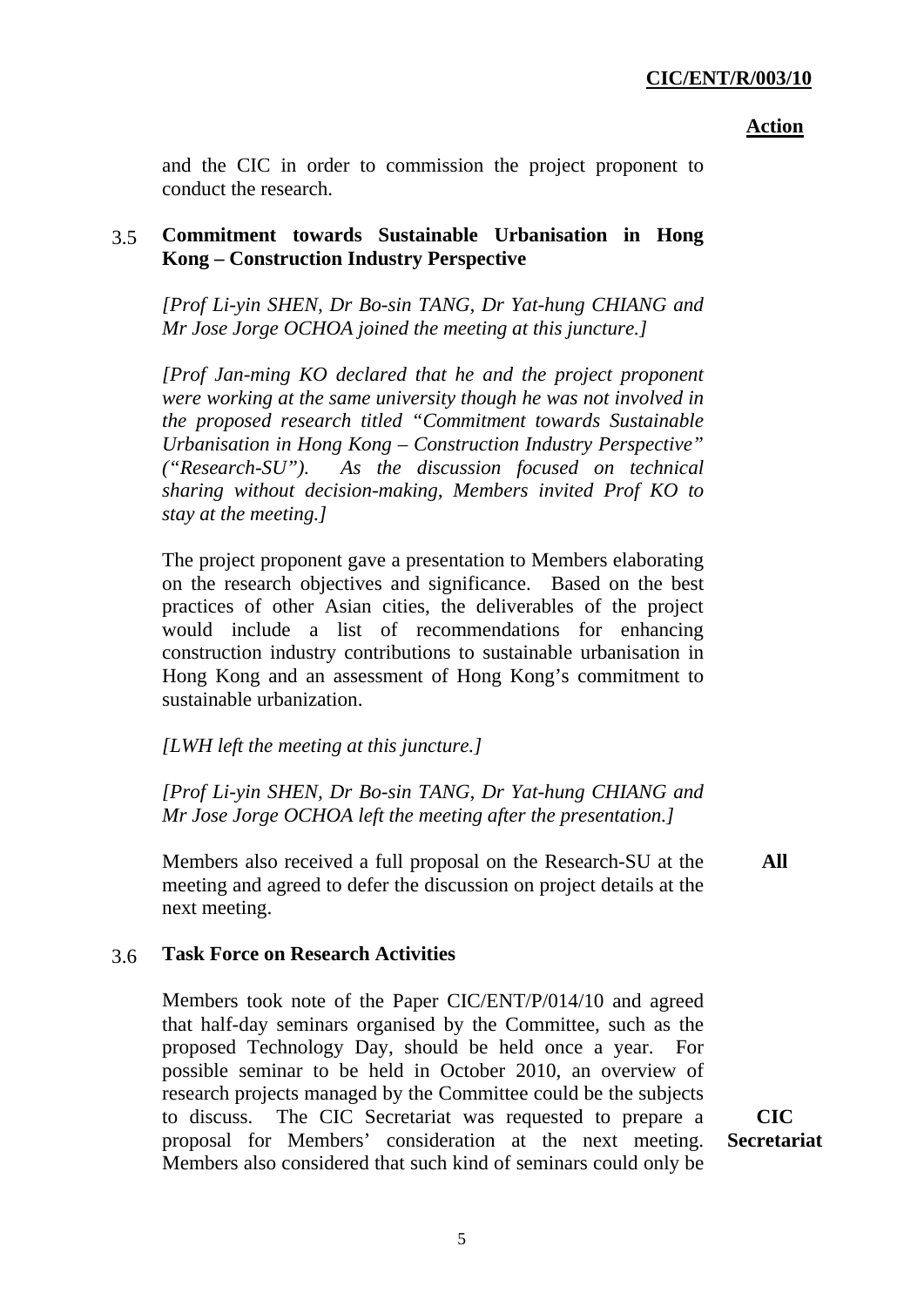and the CIC in order to commission the project proponent to conduct the research.

### 3.5 Commitment towards Sustainable Urbanisation in Hong Kong – Construction Industry Perspective

*[Prof Li-yin SHEN, Dr Bo-sin TANG, Dr Yat-hung CHIANG and Mr Jose Jorge OCHOA joined the meeting at this juncture.]*

*[Prof Jan-ming KO declared that he and the project proponent were working at the same university though he was not involved in the proposed research titled "Commitment towards Sustainable Urbanisation in Hong Kong – Construction Industry Perspective" ("Research-SU"). As the discussion focused on technical sharing without decision-making, Members invited Prof KO to stay at the meeting.]*

The project proponent gave a presentation to Members elaborating on the research objectives and significance. Based on the best practices of other Asian cities, the deliverables of the project would include a list of recommendations for enhancing construction industry contributions to sustainable urbanisation in Hong Kong and an assessment of Hong Kong's commitment to sustainable urbanization.

*[LWH left the meeting at this juncture.]*

*[Prof Li-yin SHEN, Dr Bo-sin TANG, Dr Yat-hung CHIANG and Mr Jose Jorge OCHOA left the meeting after the presentation.]*

Members also received a full proposal on the Research-SU at the meeting and agreed to defer the discussion on project details at the next meeting. **Action: All**

### 3.6 Task Force on Research Activities

Members took note of the Paper CIC/ENT/P/014/10 and agreed that half-day seminars organised by the Committee, such as the proposed Technology Day, should be held once a year. For possible seminar to be held in October 2010, an overview of research projects managed by the Committee could be the subjects to discuss. The CIC Secretariat was requested to prepare a proposal for Members' consideration at the next meeting. **Action: CIC Secretariat** Members also considered that such kind of seminars could only be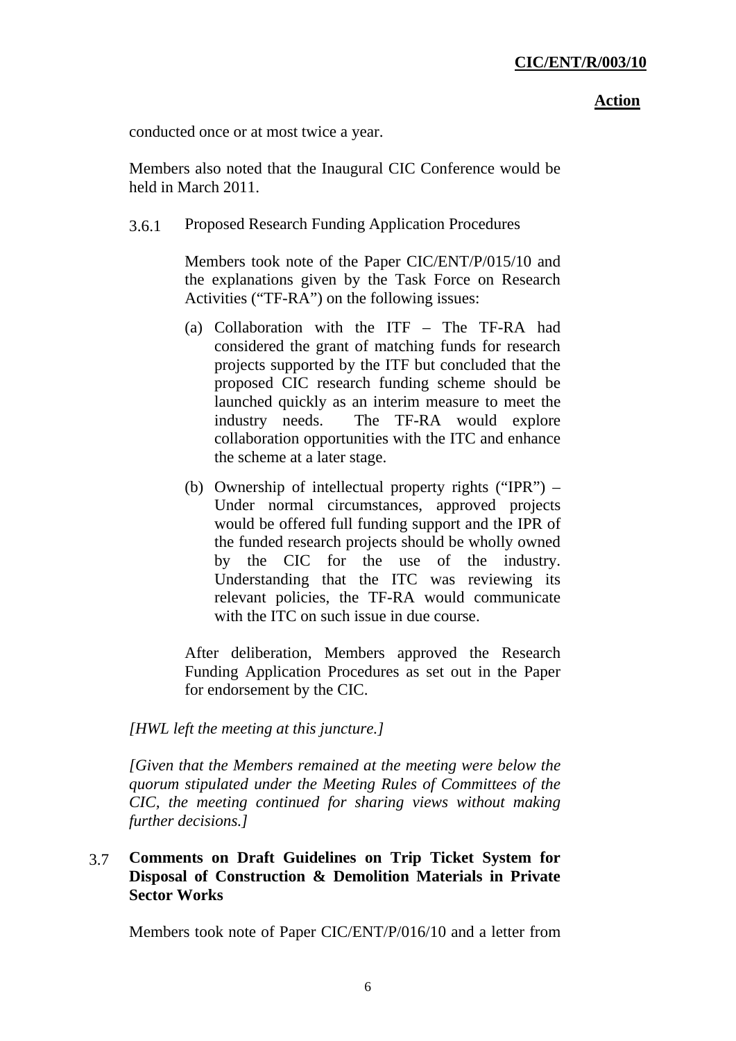**Action**

conducted once or at most twice a year.

Members also noted that the Inaugural CIC Conference would be held in March 2011.

3.6.1 Proposed Research Funding Application Procedures

Members took note of the Paper CIC/ENT/P/015/10 and the explanations given by the Task Force on Research Activities ("TF-RA") on the following issues:

(a) Collaboration with the ITF – The TF-RA had considered the grant of matching funds for research projects supported by the ITF but concluded that the proposed CIC research funding scheme should be launched quickly as an interim measure to meet the industry needs. The TF-RA would explore collaboration opportunities with the ITC and enhance the scheme at a later stage.

(b) Ownership of intellectual property rights ("IPR") – Under normal circumstances, approved projects would be offered full funding support and the IPR of the funded research projects should be wholly owned by the CIC for the use of the industry. Understanding that the ITC was reviewing its relevant policies, the TF-RA would communicate with the ITC on such issue in due course.

After deliberation, Members approved the Research Funding Application Procedures as set out in the Paper for endorsement by the CIC.

*[HWL left the meeting at this juncture.]*

*[Given that the Members remained at the meeting were below the quorum stipulated under the Meeting Rules of Committees of the CIC, the meeting continued for sharing views without making further decisions.]*

3.7 **Comments on Draft Guidelines on Trip Ticket System for Disposal of Construction & Demolition Materials in Private Sector Works**

Members took note of Paper CIC/ENT/P/016/10 and a letter from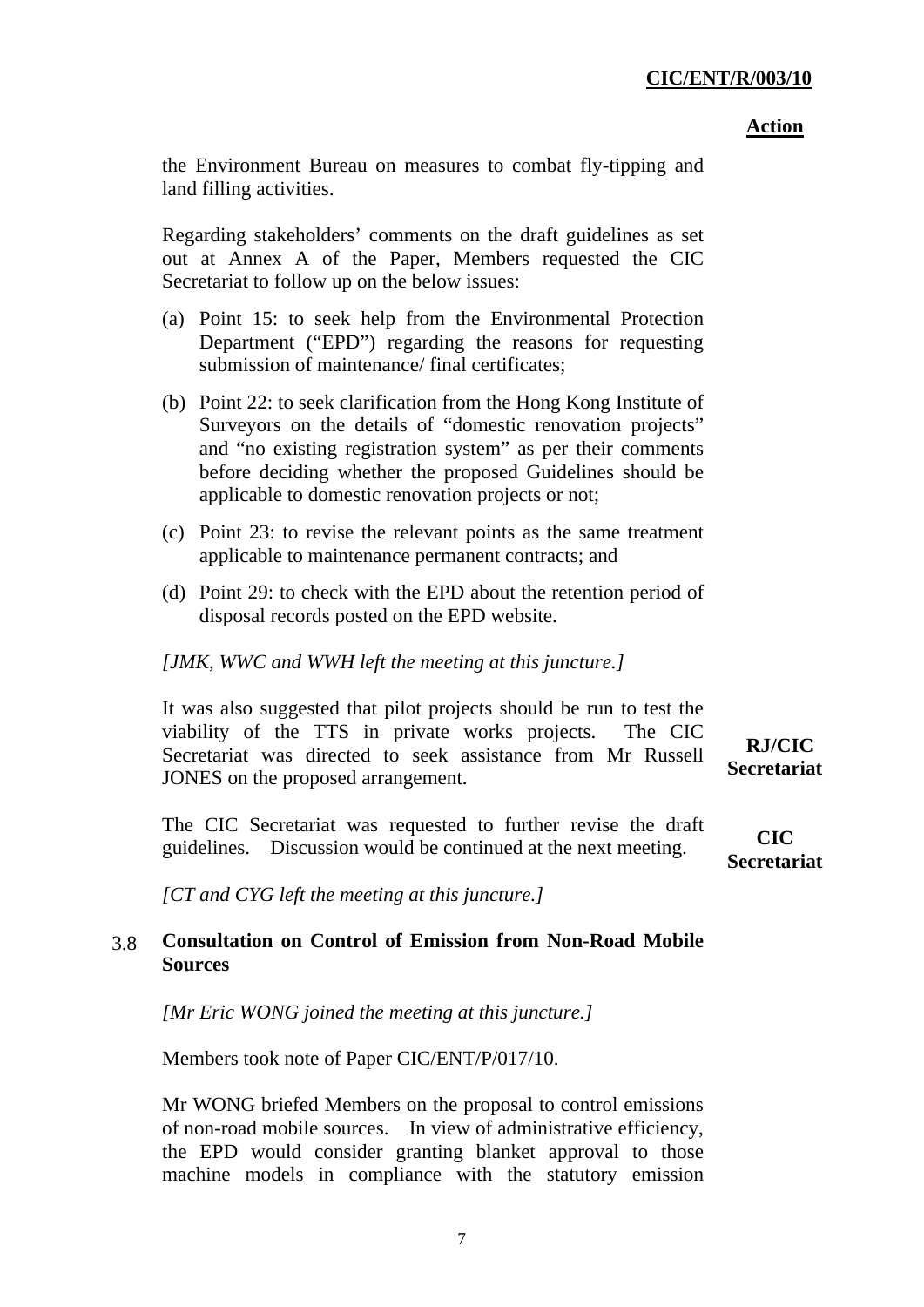**Action**

the Environment Bureau on measures to combat fly-tipping and land filling activities.

Regarding stakeholders' comments on the draft guidelines as set out at Annex A of the Paper, Members requested the CIC Secretariat to follow up on the below issues:

(a) Point 15: to seek help from the Environmental Protection Department ("EPD") regarding the reasons for requesting submission of maintenance/ final certificates;

(b) Point 22: to seek clarification from the Hong Kong Institute of Surveyors on the details of "domestic renovation projects" and "no existing registration system" as per their comments before deciding whether the proposed Guidelines should be applicable to domestic renovation projects or not;

(c) Point 23: to revise the relevant points as the same treatment applicable to maintenance permanent contracts; and

(d) Point 29: to check with the EPD about the retention period of disposal records posted on the EPD website.

*[JMK, WWC and WWH left the meeting at this juncture.]*

It was also suggested that pilot projects should be run to test the viability of the TTS in private works projects. The CIC Secretariat was directed to seek assistance from Mr Russell JONES on the proposed arrangement. — **RJ/CIC Secretariat**

The CIC Secretariat was requested to further revise the draft guidelines. Discussion would be continued at the next meeting. — **CIC Secretariat**

*[CT and CYG left the meeting at this juncture.]*

### 3.8 Consultation on Control of Emission from Non-Road Mobile Sources

*[Mr Eric WONG joined the meeting at this juncture.]*

Members took note of Paper CIC/ENT/P/017/10.

Mr WONG briefed Members on the proposal to control emissions of non-road mobile sources. In view of administrative efficiency, the EPD would consider granting blanket approval to those machine models in compliance with the statutory emission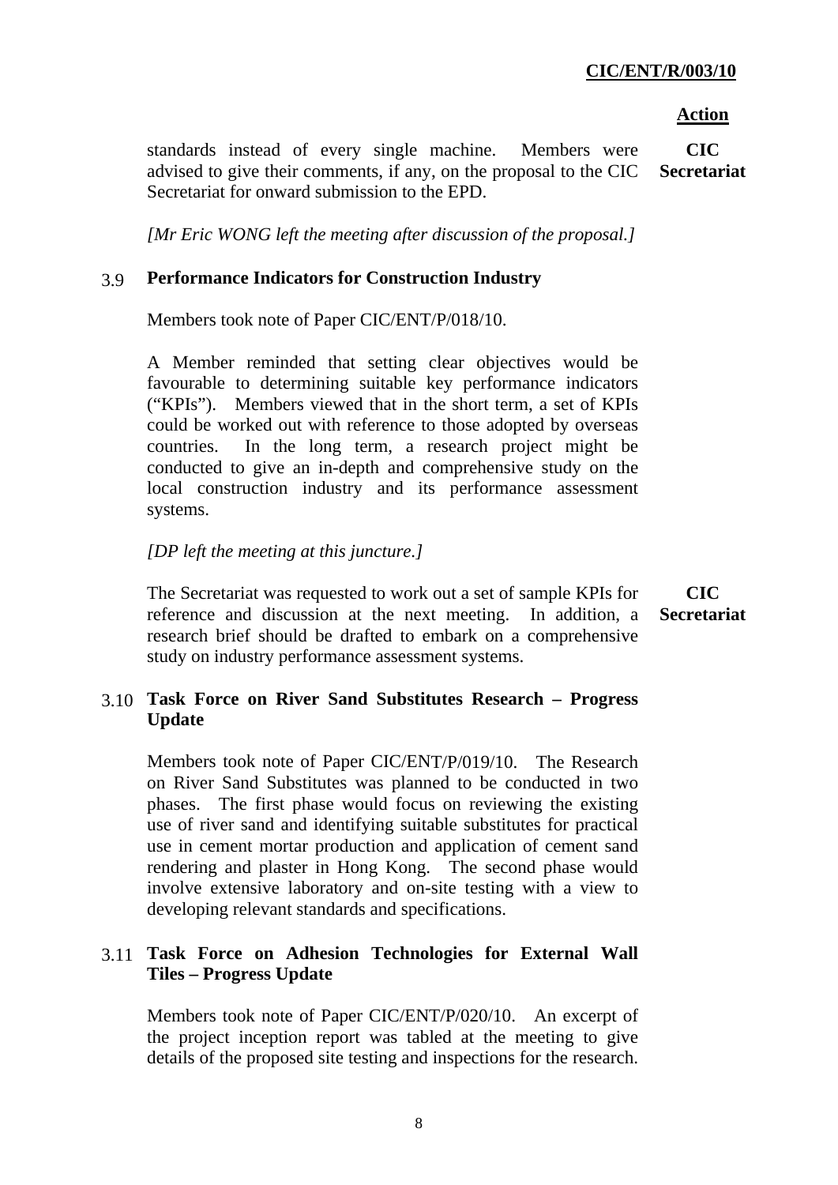**Action**

standards instead of every single machine. Members were advised to give their comments, if any, on the proposal to the CIC Secretariat for onward submission to the EPD. **CIC Secretariat**

*[Mr Eric WONG left the meeting after discussion of the proposal.]*

### 3.9 Performance Indicators for Construction Industry

Members took note of Paper CIC/ENT/P/018/10.

A Member reminded that setting clear objectives would be favourable to determining suitable key performance indicators ("KPIs"). Members viewed that in the short term, a set of KPIs could be worked out with reference to those adopted by overseas countries. In the long term, a research project might be conducted to give an in-depth and comprehensive study on the local construction industry and its performance assessment systems.

*[DP left the meeting at this juncture.]*

The Secretariat was requested to work out a set of sample KPIs for reference and discussion at the next meeting. In addition, a research brief should be drafted to embark on a comprehensive study on industry performance assessment systems. **CIC Secretariat**

### 3.10 Task Force on River Sand Substitutes Research – Progress Update

Members took note of Paper CIC/ENT/P/019/10. The Research on River Sand Substitutes was planned to be conducted in two phases. The first phase would focus on reviewing the existing use of river sand and identifying suitable substitutes for practical use in cement mortar production and application of cement sand rendering and plaster in Hong Kong. The second phase would involve extensive laboratory and on-site testing with a view to developing relevant standards and specifications.

### 3.11 Task Force on Adhesion Technologies for External Wall Tiles – Progress Update

Members took note of Paper CIC/ENT/P/020/10. An excerpt of the project inception report was tabled at the meeting to give details of the proposed site testing and inspections for the research.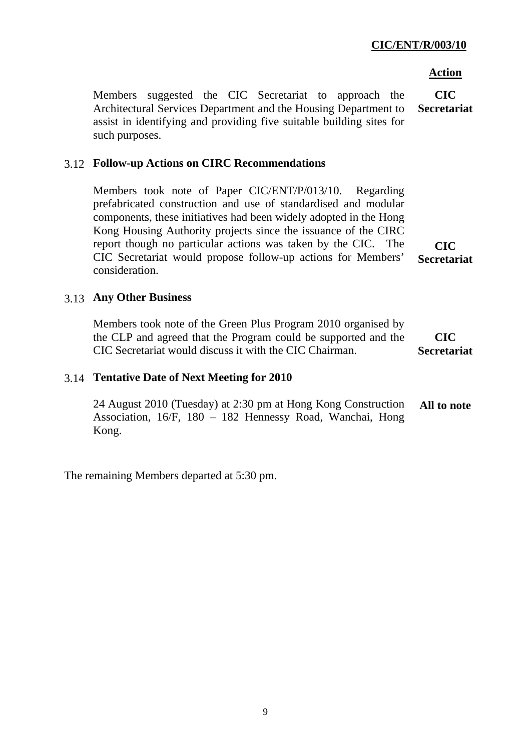**Action**

Members suggested the CIC Secretariat to approach the Architectural Services Department and the Housing Department to assist in identifying and providing five suitable building sites for such purposes. **CIC Secretariat**

### 3.12 Follow-up Actions on CIRC Recommendations

Members took note of Paper CIC/ENT/P/013/10. Regarding prefabricated construction and use of standardised and modular components, these initiatives had been widely adopted in the Hong Kong Housing Authority projects since the issuance of the CIRC report though no particular actions was taken by the CIC. The CIC Secretariat would propose follow-up actions for Members' consideration. **CIC Secretariat**

### 3.13 Any Other Business

Members took note of the Green Plus Program 2010 organised by the CLP and agreed that the Program could be supported and the CIC Secretariat would discuss it with the CIC Chairman. **CIC Secretariat**

### 3.14 Tentative Date of Next Meeting for 2010

24 August 2010 (Tuesday) at 2:30 pm at Hong Kong Construction Association, 16/F, 180 – 182 Hennessy Road, Wanchai, Hong Kong. **All to note**

The remaining Members departed at 5:30 pm.